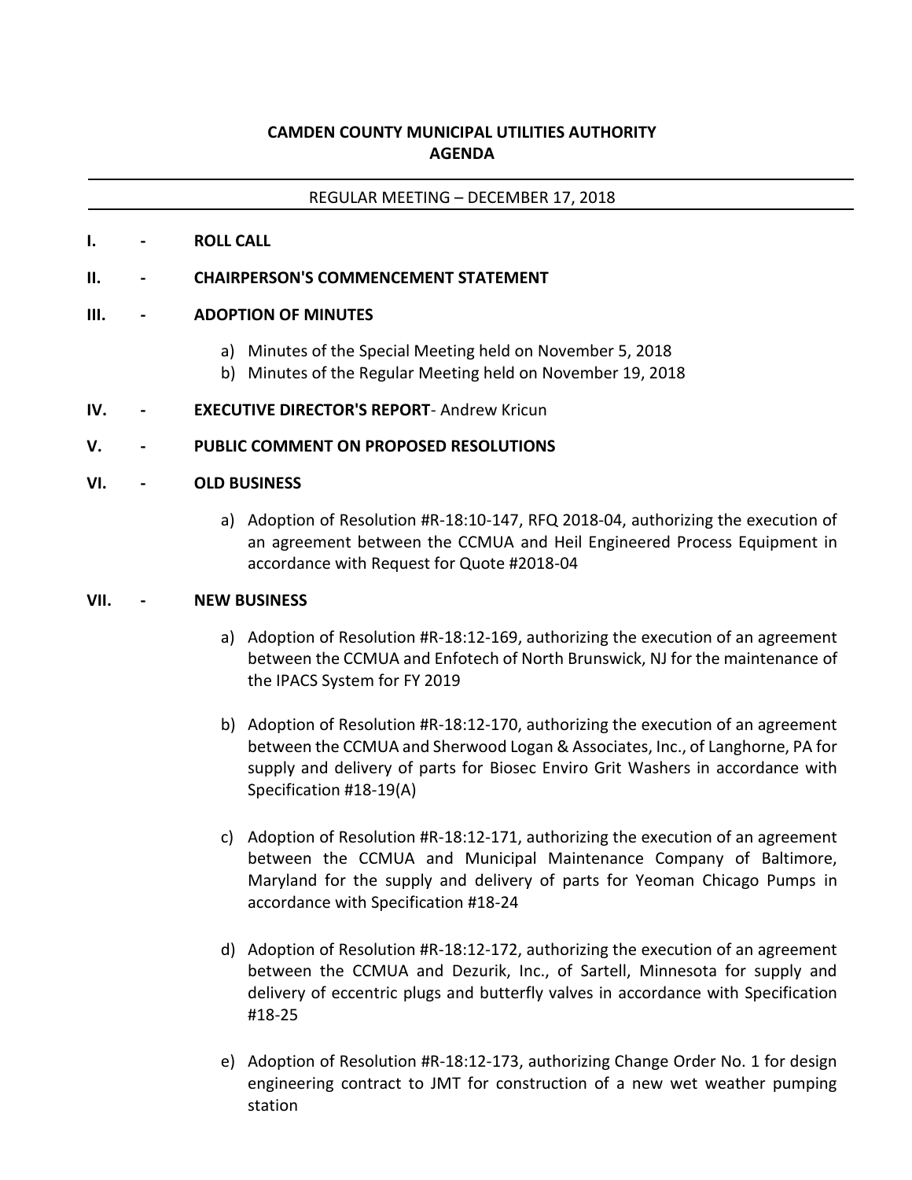# CAMDEN COUNTY MUNICIPAL UTILITIES AUTHORITY
## AGENDA

---

REGULAR MEETING – DECEMBER 17, 2018

---

**I. - ROLL CALL**

**II. - CHAIRPERSON'S COMMENCEMENT STATEMENT**

**III. - ADOPTION OF MINUTES**

a) Minutes of the Special Meeting held on November 5, 2018
b) Minutes of the Regular Meeting held on November 19, 2018

**IV. - EXECUTIVE DIRECTOR'S REPORT**- Andrew Kricun

**V. - PUBLIC COMMENT ON PROPOSED RESOLUTIONS**

**VI. - OLD BUSINESS**

a) Adoption of Resolution #R-18:10-147, RFQ 2018-04, authorizing the execution of an agreement between the CCMUA and Heil Engineered Process Equipment in accordance with Request for Quote #2018-04

**VII. - NEW BUSINESS**

a) Adoption of Resolution #R-18:12-169, authorizing the execution of an agreement between the CCMUA and Enfotech of North Brunswick, NJ for the maintenance of the IPACS System for FY 2019

b) Adoption of Resolution #R-18:12-170, authorizing the execution of an agreement between the CCMUA and Sherwood Logan & Associates, Inc., of Langhorne, PA for supply and delivery of parts for Biosec Enviro Grit Washers in accordance with Specification #18-19(A)

c) Adoption of Resolution #R-18:12-171, authorizing the execution of an agreement between the CCMUA and Municipal Maintenance Company of Baltimore, Maryland for the supply and delivery of parts for Yeoman Chicago Pumps in accordance with Specification #18-24

d) Adoption of Resolution #R-18:12-172, authorizing the execution of an agreement between the CCMUA and Dezurik, Inc., of Sartell, Minnesota for supply and delivery of eccentric plugs and butterfly valves in accordance with Specification #18-25

e) Adoption of Resolution #R-18:12-173, authorizing Change Order No. 1 for design engineering contract to JMT for construction of a new wet weather pumping station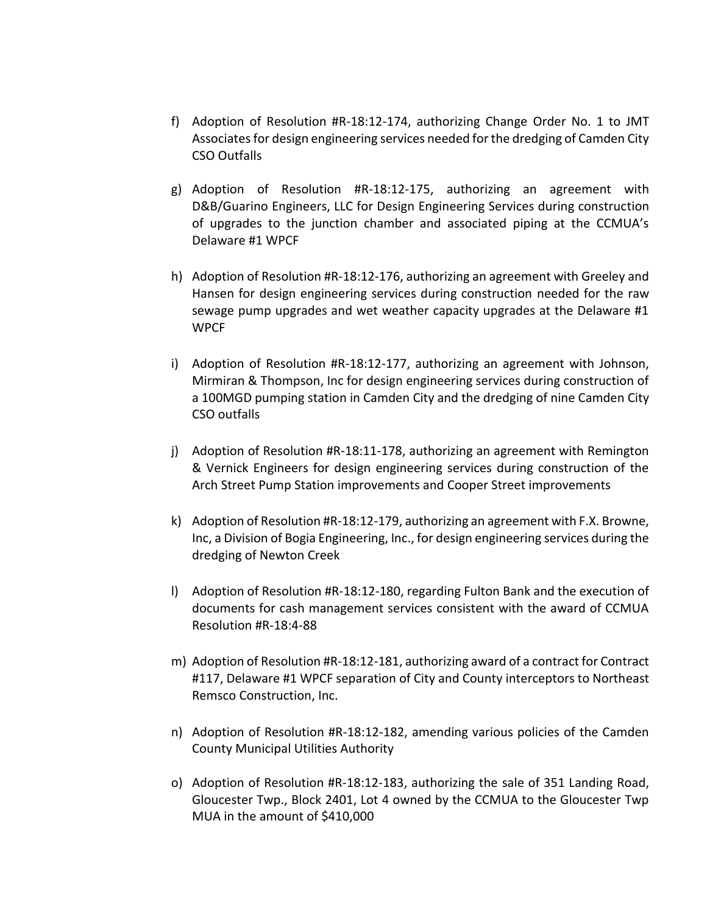f) Adoption of Resolution #R-18:12-174, authorizing Change Order No. 1 to JMT Associates for design engineering services needed for the dredging of Camden City CSO Outfalls

g) Adoption of Resolution #R-18:12-175, authorizing an agreement with D&B/Guarino Engineers, LLC for Design Engineering Services during construction of upgrades to the junction chamber and associated piping at the CCMUA's Delaware #1 WPCF

h) Adoption of Resolution #R-18:12-176, authorizing an agreement with Greeley and Hansen for design engineering services during construction needed for the raw sewage pump upgrades and wet weather capacity upgrades at the Delaware #1 WPCF

i) Adoption of Resolution #R-18:12-177, authorizing an agreement with Johnson, Mirmiran & Thompson, Inc for design engineering services during construction of a 100MGD pumping station in Camden City and the dredging of nine Camden City CSO outfalls

j) Adoption of Resolution #R-18:11-178, authorizing an agreement with Remington & Vernick Engineers for design engineering services during construction of the Arch Street Pump Station improvements and Cooper Street improvements

k) Adoption of Resolution #R-18:12-179, authorizing an agreement with F.X. Browne, Inc, a Division of Bogia Engineering, Inc., for design engineering services during the dredging of Newton Creek

l) Adoption of Resolution #R-18:12-180, regarding Fulton Bank and the execution of documents for cash management services consistent with the award of CCMUA Resolution #R-18:4-88

m) Adoption of Resolution #R-18:12-181, authorizing award of a contract for Contract #117, Delaware #1 WPCF separation of City and County interceptors to Northeast Remsco Construction, Inc.

n) Adoption of Resolution #R-18:12-182, amending various policies of the Camden County Municipal Utilities Authority

o) Adoption of Resolution #R-18:12-183, authorizing the sale of 351 Landing Road, Gloucester Twp., Block 2401, Lot 4 owned by the CCMUA to the Gloucester Twp MUA in the amount of $410,000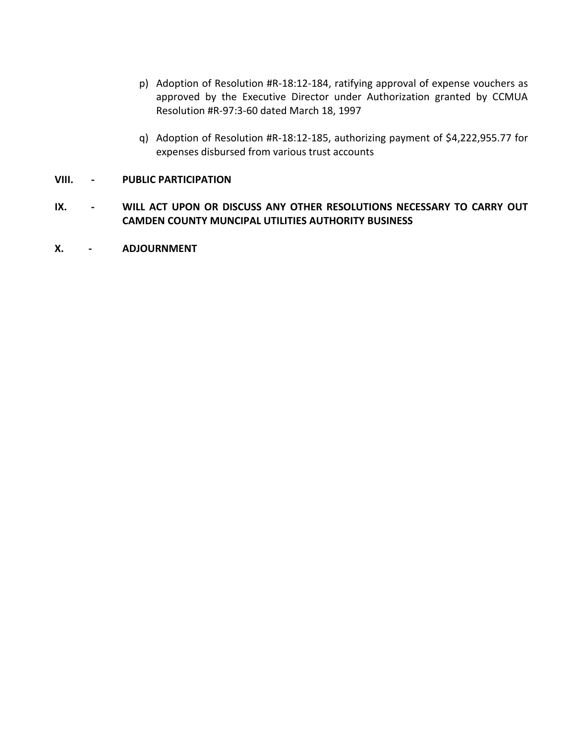p) Adoption of Resolution #R-18:12-184, ratifying approval of expense vouchers as approved by the Executive Director under Authorization granted by CCMUA Resolution #R-97:3-60 dated March 18, 1997

q) Adoption of Resolution #R-18:12-185, authorizing payment of $4,222,955.77 for expenses disbursed from various trust accounts

**VIII. - PUBLIC PARTICIPATION**

**IX. - WILL ACT UPON OR DISCUSS ANY OTHER RESOLUTIONS NECESSARY TO CARRY OUT CAMDEN COUNTY MUNCIPAL UTILITIES AUTHORITY BUSINESS**

**X. - ADJOURNMENT**